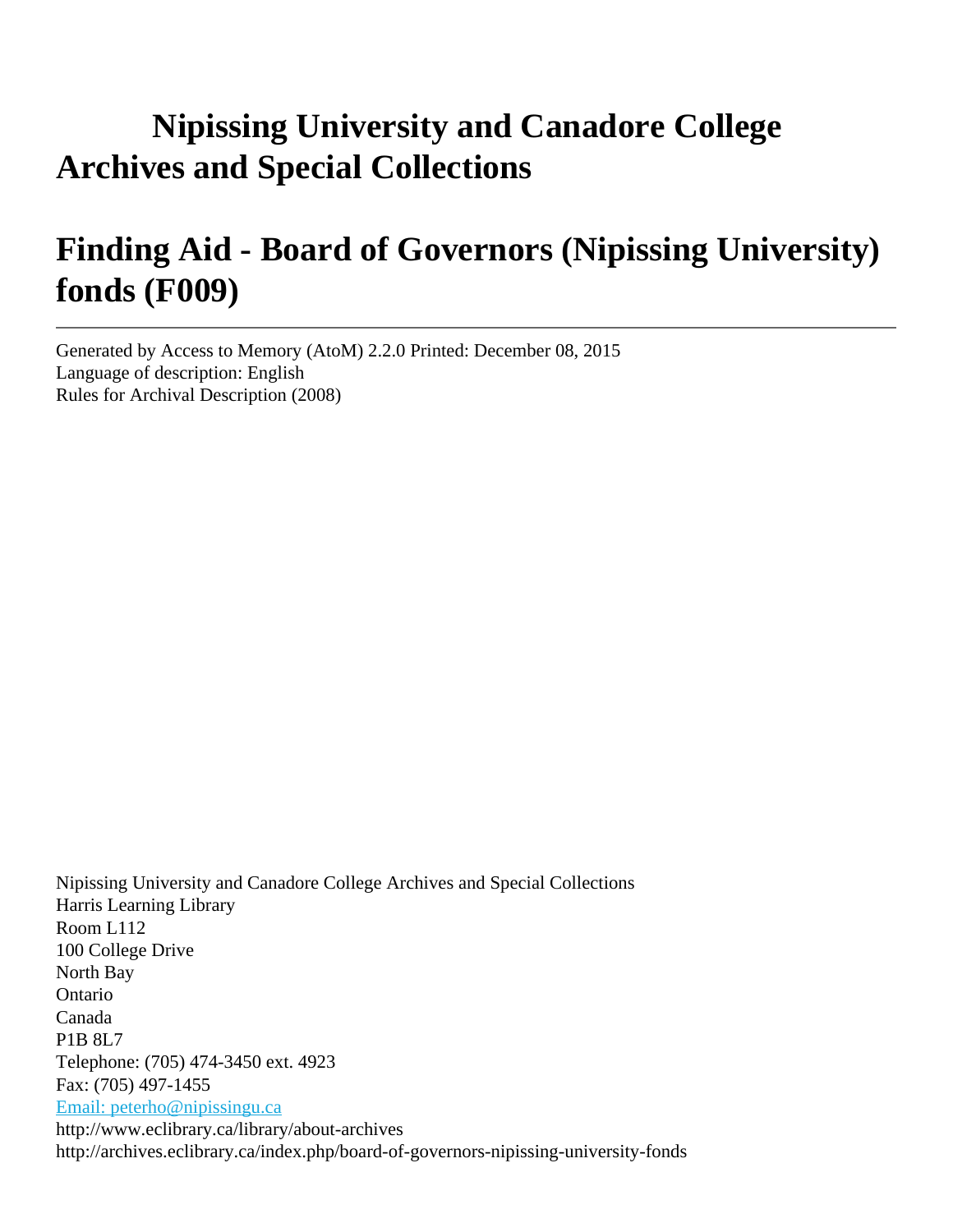# Nipissing University and Canadore College Archives and Special Collections

# Finding Aid - Board of Governors (Nipissing University) fonds (F009)

---

Generated by Access to Memory (AtoM) 2.2.0 Printed: December 08, 2015
Language of description: English
Rules for Archival Description (2008)

Nipissing University and Canadore College Archives and Special Collections
Harris Learning Library
Room L112
100 College Drive
North Bay
Ontario
Canada
P1B 8L7
Telephone: (705) 474-3450 ext. 4923
Fax: (705) 497-1455
[Email: peterho@nipissingu.ca](mailto:peterho@nipissingu.ca)
http://www.eclibrary.ca/library/about-archives
http://archives.eclibrary.ca/index.php/board-of-governors-nipissing-university-fonds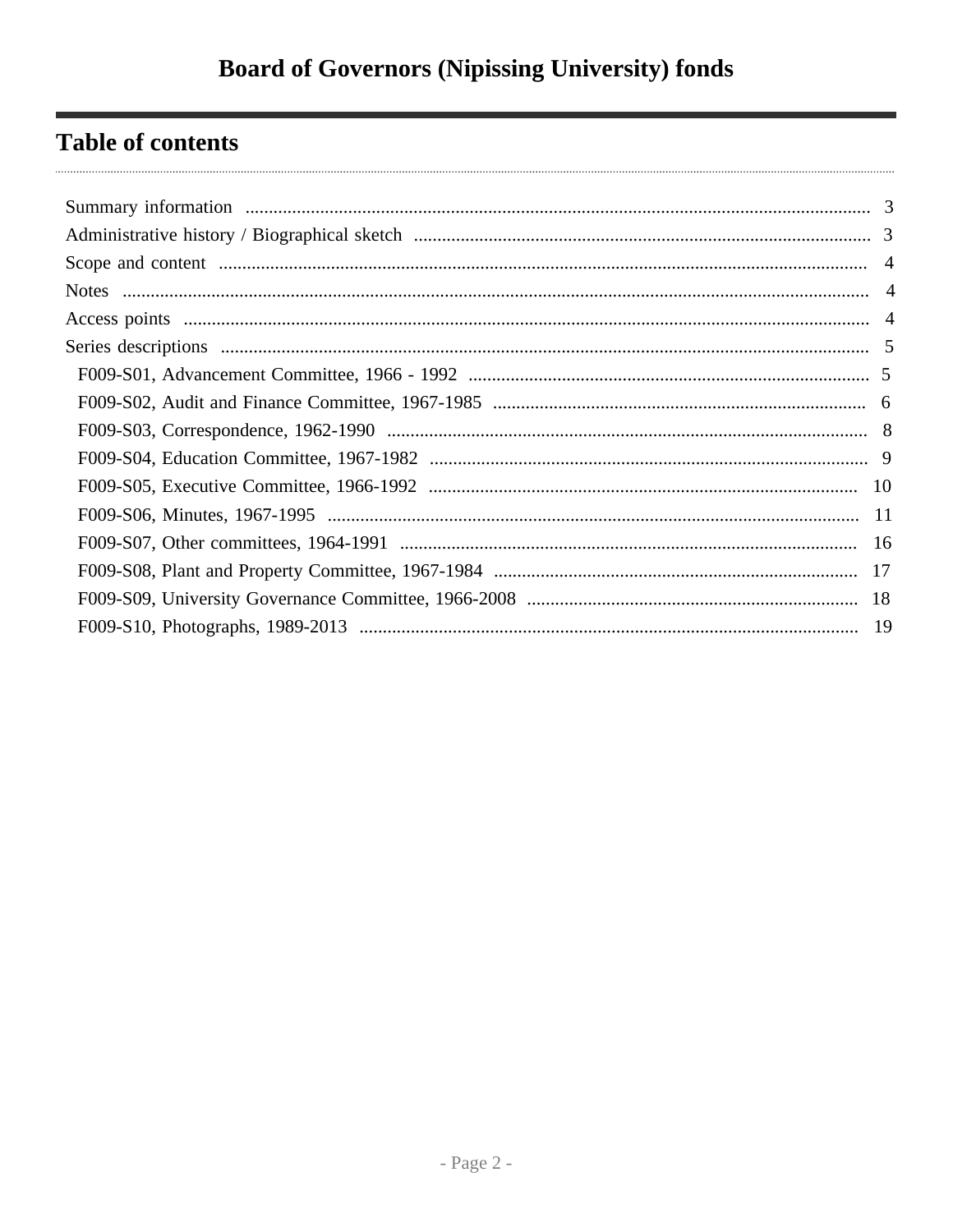# Board of Governors (Nipissing University) fonds

## Table of contents

- Summary information ..... 3
- Administrative history / Biographical sketch ..... 3
- Scope and content ..... 4
- Notes ..... 4
- Access points ..... 4
- Series descriptions ..... 5
  - F009-S01, Advancement Committee, 1966 - 1992 ..... 5
  - F009-S02, Audit and Finance Committee, 1967-1985 ..... 6
  - F009-S03, Correspondence, 1962-1990 ..... 8
  - F009-S04, Education Committee, 1967-1982 ..... 9
  - F009-S05, Executive Committee, 1966-1992 ..... 10
  - F009-S06, Minutes, 1967-1995 ..... 11
  - F009-S07, Other committees, 1964-1991 ..... 16
  - F009-S08, Plant and Property Committee, 1967-1984 ..... 17
  - F009-S09, University Governance Committee, 1966-2008 ..... 18
  - F009-S10, Photographs, 1989-2013 ..... 19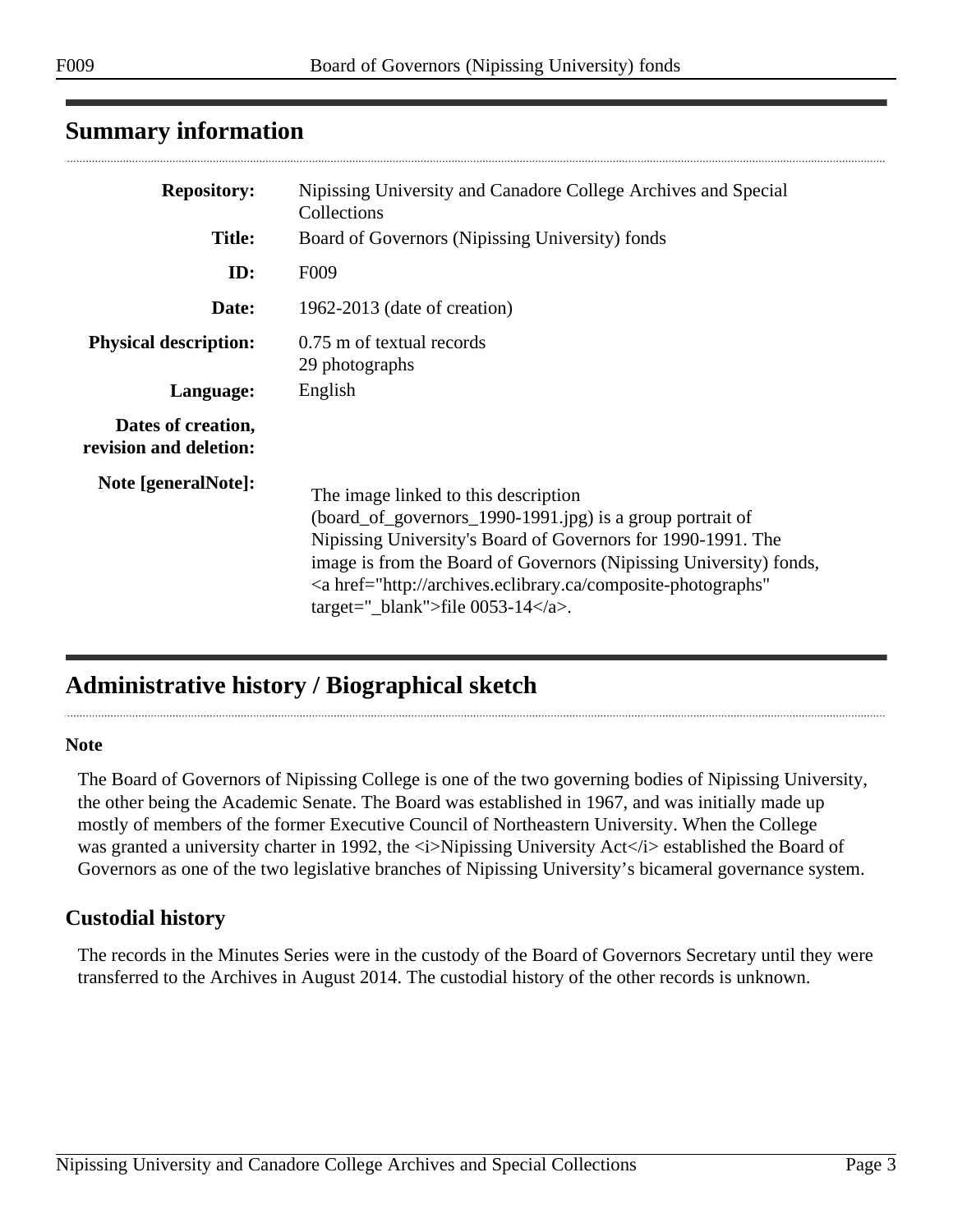## Summary information

| | |
|---|---|
| **Repository:** | Nipissing University and Canadore College Archives and Special Collections |
| **Title:** | Board of Governors (Nipissing University) fonds |
| **ID:** | F009 |
| **Date:** | 1962-2013 (date of creation) |
| **Physical description:** | 0.75 m of textual records<br>29 photographs |
| **Language:** | English |
| **Dates of creation, revision and deletion:** | |
| **Note [generalNote]:** | The image linked to this description (board_of_governors_1990-1991.jpg) is a group portrait of Nipissing University's Board of Governors for 1990-1991. The image is from the Board of Governors (Nipissing University) fonds, <a href="http://archives.eclibrary.ca/composite-photographs" target="_blank">file 0053-14</a>. |

## Administrative history / Biographical sketch

**Note**

The Board of Governors of Nipissing College is one of the two governing bodies of Nipissing University, the other being the Academic Senate. The Board was established in 1967, and was initially made up mostly of members of the former Executive Council of Northeastern University. When the College was granted a university charter in 1992, the <i>Nipissing University Act</i> established the Board of Governors as one of the two legislative branches of Nipissing University's bicameral governance system.

### Custodial history

The records in the Minutes Series were in the custody of the Board of Governors Secretary until they were transferred to the Archives in August 2014. The custodial history of the other records is unknown.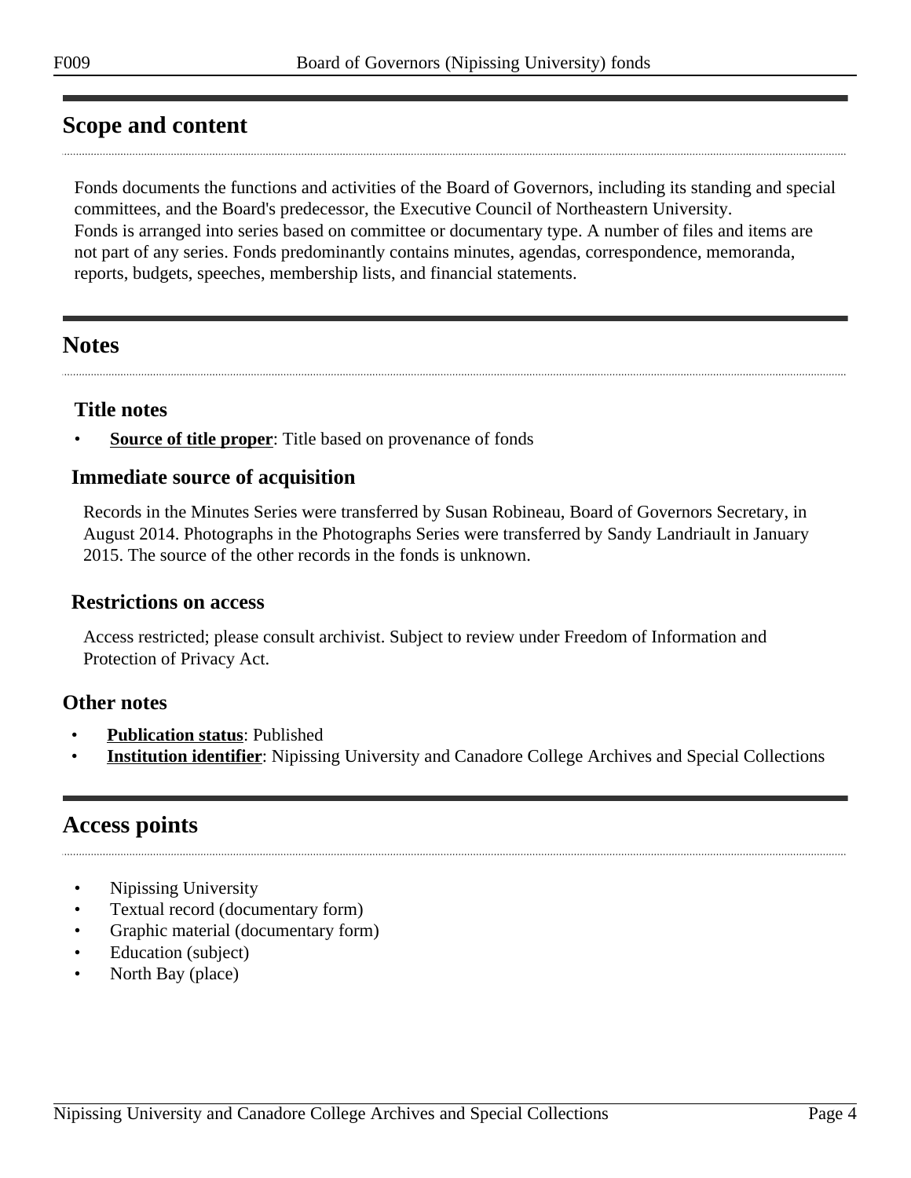## Scope and content

Fonds documents the functions and activities of the Board of Governors, including its standing and special committees, and the Board's predecessor, the Executive Council of Northeastern University.
Fonds is arranged into series based on committee or documentary type. A number of files and items are not part of any series. Fonds predominantly contains minutes, agendas, correspondence, memoranda, reports, budgets, speeches, membership lists, and financial statements.

## Notes

### Title notes

- **Source of title proper**: Title based on provenance of fonds

### Immediate source of acquisition

Records in the Minutes Series were transferred by Susan Robineau, Board of Governors Secretary, in August 2014. Photographs in the Photographs Series were transferred by Sandy Landriault in January 2015. The source of the other records in the fonds is unknown.

### Restrictions on access

Access restricted; please consult archivist. Subject to review under Freedom of Information and Protection of Privacy Act.

### Other notes

- **Publication status**: Published
- **Institution identifier**: Nipissing University and Canadore College Archives and Special Collections

## Access points

- Nipissing University
- Textual record (documentary form)
- Graphic material (documentary form)
- Education (subject)
- North Bay (place)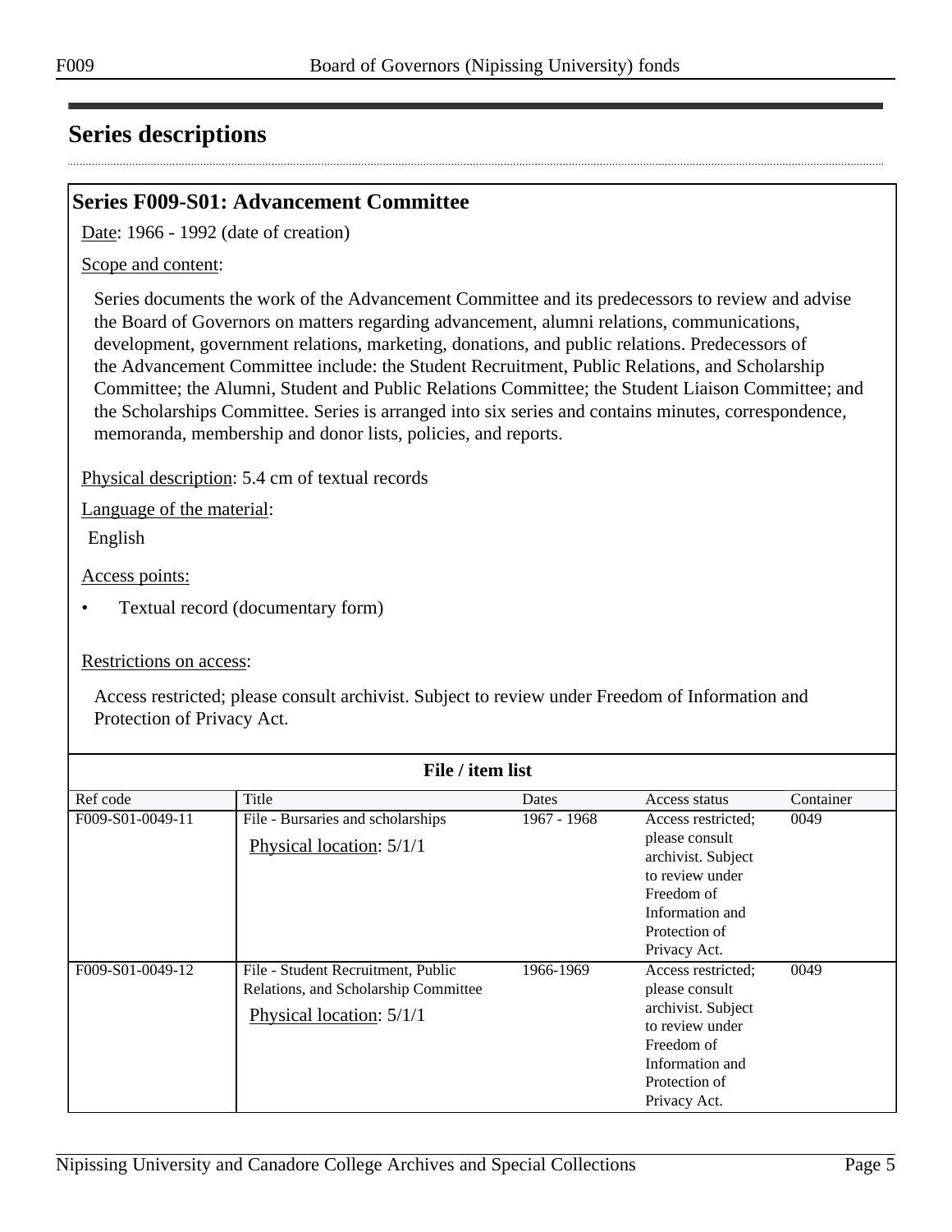## Series descriptions

### Series F009-S01: Advancement Committee

Date: 1966 - 1992 (date of creation)

Scope and content:

Series documents the work of the Advancement Committee and its predecessors to review and advise the Board of Governors on matters regarding advancement, alumni relations, communications, development, government relations, marketing, donations, and public relations. Predecessors of the Advancement Committee include: the Student Recruitment, Public Relations, and Scholarship Committee; the Alumni, Student and Public Relations Committee; the Student Liaison Committee; and the Scholarships Committee. Series is arranged into six series and contains minutes, correspondence, memoranda, membership and donor lists, policies, and reports.

Physical description: 5.4 cm of textual records

Language of the material:

English

Access points:

- Textual record (documentary form)

Restrictions on access:

Access restricted; please consult archivist. Subject to review under Freedom of Information and Protection of Privacy Act.

**File / item list**

| Ref code | Title | Dates | Access status | Container |
|---|---|---|---|---|
| F009-S01-0049-11 | File - Bursaries and scholarships<br>Physical location: 5/1/1 | 1967 - 1968 | Access restricted; please consult archivist. Subject to review under Freedom of Information and Protection of Privacy Act. | 0049 |
| F009-S01-0049-12 | File - Student Recruitment, Public Relations, and Scholarship Committee<br>Physical location: 5/1/1 | 1966-1969 | Access restricted; please consult archivist. Subject to review under Freedom of Information and Protection of Privacy Act. | 0049 |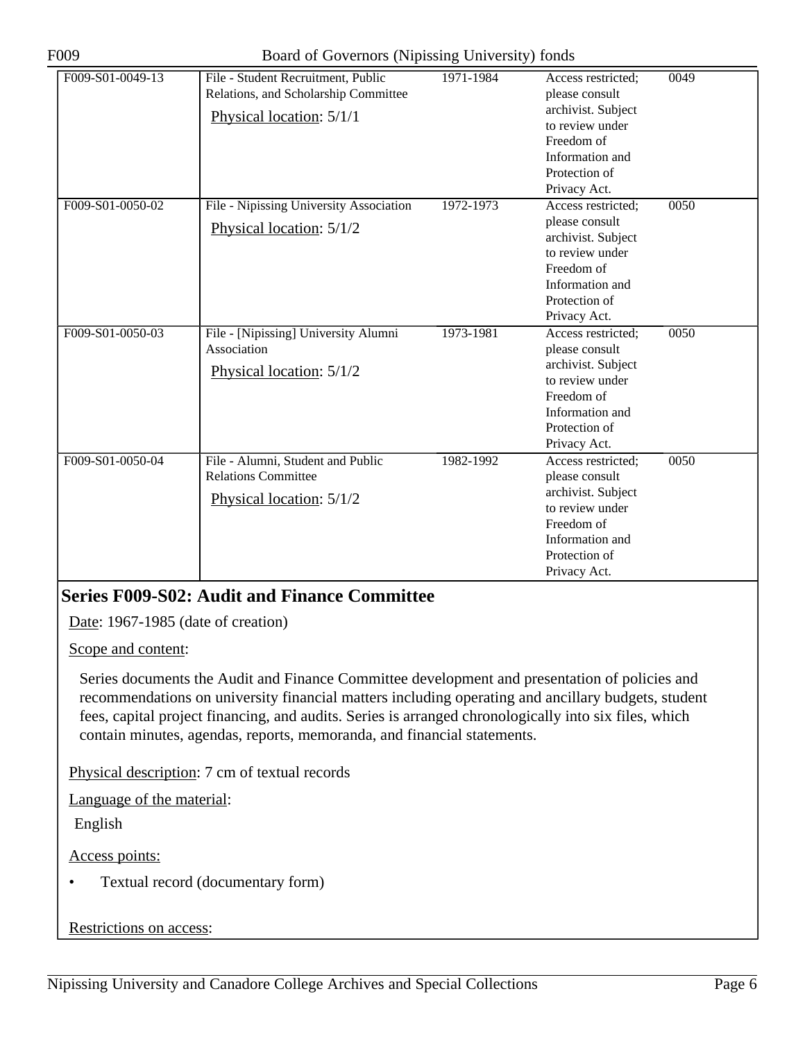| | | | | |
|---|---|---|---|---|
| F009-S01-0049-13 | File - Student Recruitment, Public Relations, and Scholarship Committee<br><br>Physical location: 5/1/1 | 1971-1984 | Access restricted; please consult archivist. Subject to review under Freedom of Information and Protection of Privacy Act. | 0049 |
| F009-S01-0050-02 | File - Nipissing University Association<br><br>Physical location: 5/1/2 | 1972-1973 | Access restricted; please consult archivist. Subject to review under Freedom of Information and Protection of Privacy Act. | 0050 |
| F009-S01-0050-03 | File - [Nipissing] University Alumni Association<br><br>Physical location: 5/1/2 | 1973-1981 | Access restricted; please consult archivist. Subject to review under Freedom of Information and Protection of Privacy Act. | 0050 |
| F009-S01-0050-04 | File - Alumni, Student and Public Relations Committee<br><br>Physical location: 5/1/2 | 1982-1992 | Access restricted; please consult archivist. Subject to review under Freedom of Information and Protection of Privacy Act. | 0050 |

## Series F009-S02: Audit and Finance Committee

Date: 1967-1985 (date of creation)

Scope and content:

Series documents the Audit and Finance Committee development and presentation of policies and recommendations on university financial matters including operating and ancillary budgets, student fees, capital project financing, and audits. Series is arranged chronologically into six files, which contain minutes, agendas, reports, memoranda, and financial statements.

Physical description: 7 cm of textual records

Language of the material:

English

Access points:

- Textual record (documentary form)

Restrictions on access: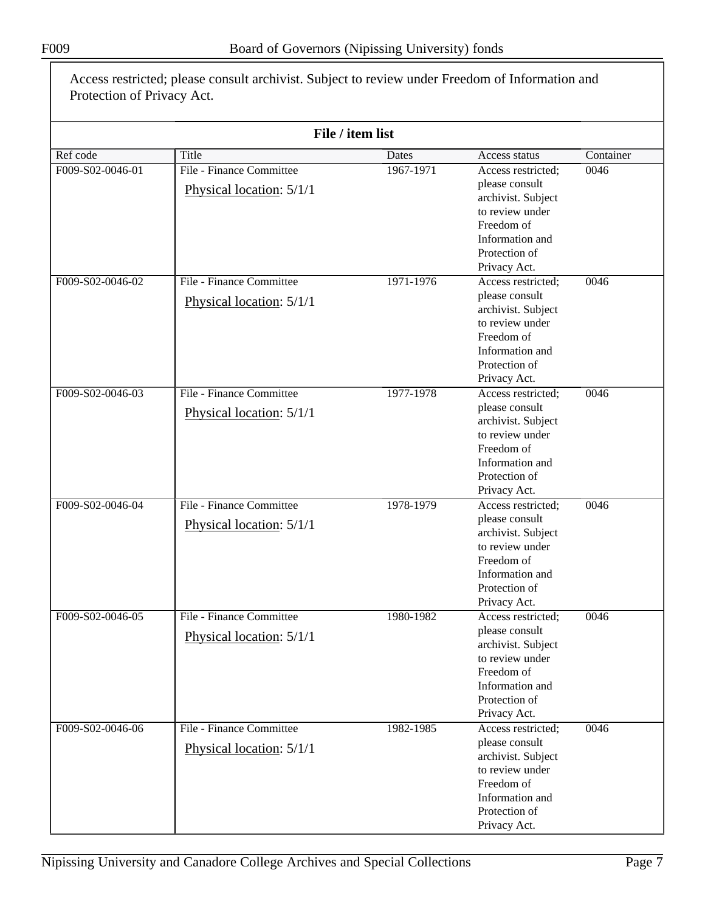Access restricted; please consult archivist. Subject to review under Freedom of Information and Protection of Privacy Act.

**File / item list**

| Ref code | Title | Dates | Access status | Container |
|---|---|---|---|---|
| F009-S02-0046-01 | File - Finance Committee<br>Physical location: 5/1/1 | 1967-1971 | Access restricted; please consult archivist. Subject to review under Freedom of Information and Protection of Privacy Act. | 0046 |
| F009-S02-0046-02 | File - Finance Committee<br>Physical location: 5/1/1 | 1971-1976 | Access restricted; please consult archivist. Subject to review under Freedom of Information and Protection of Privacy Act. | 0046 |
| F009-S02-0046-03 | File - Finance Committee<br>Physical location: 5/1/1 | 1977-1978 | Access restricted; please consult archivist. Subject to review under Freedom of Information and Protection of Privacy Act. | 0046 |
| F009-S02-0046-04 | File - Finance Committee<br>Physical location: 5/1/1 | 1978-1979 | Access restricted; please consult archivist. Subject to review under Freedom of Information and Protection of Privacy Act. | 0046 |
| F009-S02-0046-05 | File - Finance Committee<br>Physical location: 5/1/1 | 1980-1982 | Access restricted; please consult archivist. Subject to review under Freedom of Information and Protection of Privacy Act. | 0046 |
| F009-S02-0046-06 | File - Finance Committee<br>Physical location: 5/1/1 | 1982-1985 | Access restricted; please consult archivist. Subject to review under Freedom of Information and Protection of Privacy Act. | 0046 |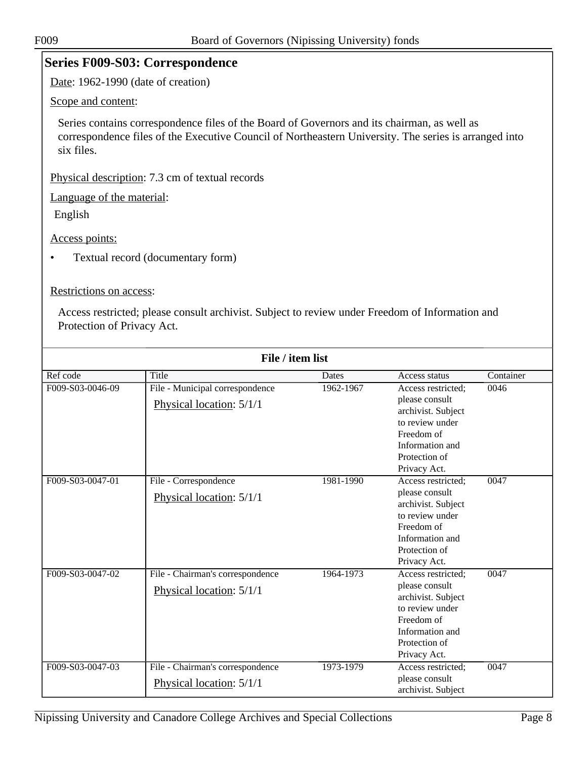## Series F009-S03: Correspondence

Date: 1962-1990 (date of creation)

Scope and content:

Series contains correspondence files of the Board of Governors and its chairman, as well as correspondence files of the Executive Council of Northeastern University. The series is arranged into six files.

Physical description: 7.3 cm of textual records

Language of the material:

English

Access points:

- Textual record (documentary form)

Restrictions on access:

Access restricted; please consult archivist. Subject to review under Freedom of Information and Protection of Privacy Act.

**File / item list**

| Ref code | Title | Dates | Access status | Container |
|---|---|---|---|---|
| F009-S03-0046-09 | File - Municipal correspondence<br>Physical location: 5/1/1 | 1962-1967 | Access restricted; please consult archivist. Subject to review under Freedom of Information and Protection of Privacy Act. | 0046 |
| F009-S03-0047-01 | File - Correspondence<br>Physical location: 5/1/1 | 1981-1990 | Access restricted; please consult archivist. Subject to review under Freedom of Information and Protection of Privacy Act. | 0047 |
| F009-S03-0047-02 | File - Chairman's correspondence<br>Physical location: 5/1/1 | 1964-1973 | Access restricted; please consult archivist. Subject to review under Freedom of Information and Protection of Privacy Act. | 0047 |
| F009-S03-0047-03 | File - Chairman's correspondence<br>Physical location: 5/1/1 | 1973-1979 | Access restricted; please consult archivist. Subject | 0047 |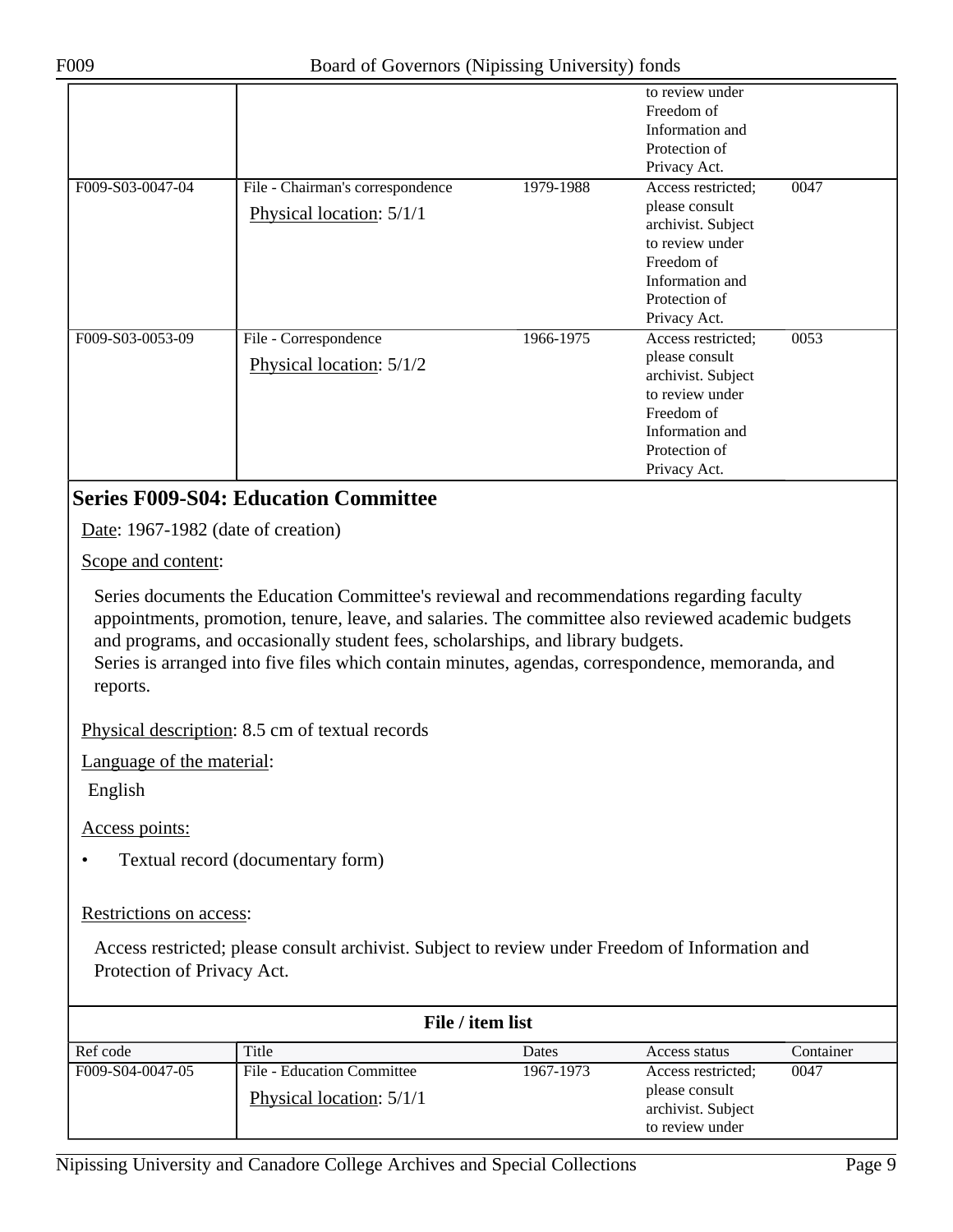| | | | to review under Freedom of Information and Protection of Privacy Act. | |
|---|---|---|---|---|
| F009-S03-0047-04 | File - Chairman's correspondence<br>Physical location: 5/1/1 | 1979-1988 | Access restricted; please consult archivist. Subject to review under Freedom of Information and Protection of Privacy Act. | 0047 |
| F009-S03-0053-09 | File - Correspondence<br>Physical location: 5/1/2 | 1966-1975 | Access restricted; please consult archivist. Subject to review under Freedom of Information and Protection of Privacy Act. | 0053 |

## Series F009-S04: Education Committee

Date: 1967-1982 (date of creation)

Scope and content:

Series documents the Education Committee's reviewal and recommendations regarding faculty appointments, promotion, tenure, leave, and salaries. The committee also reviewed academic budgets and programs, and occasionally student fees, scholarships, and library budgets.
Series is arranged into five files which contain minutes, agendas, correspondence, memoranda, and reports.

Physical description: 8.5 cm of textual records

Language of the material:

English

Access points:

- Textual record (documentary form)

Restrictions on access:

Access restricted; please consult archivist. Subject to review under Freedom of Information and Protection of Privacy Act.

**File / item list**

| Ref code | Title | Dates | Access status | Container |
|---|---|---|---|---|
| F009-S04-0047-05 | File - Education Committee<br>Physical location: 5/1/1 | 1967-1973 | Access restricted; please consult archivist. Subject to review under | 0047 |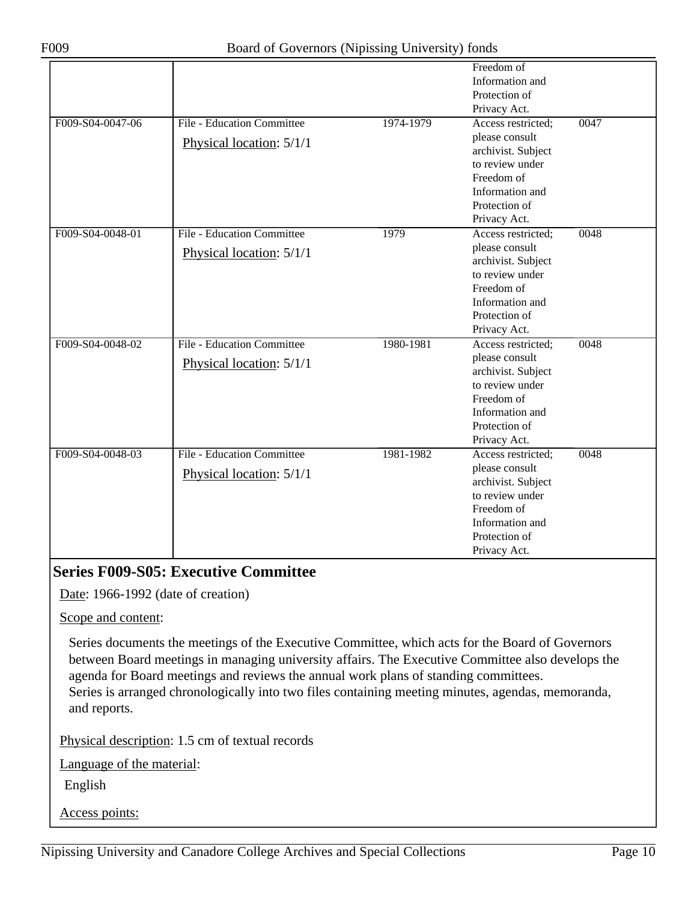| | | | | |
|---|---|---|---|---|
| | | | Freedom of Information and Protection of Privacy Act. | |
| F009-S04-0047-06 | File - Education Committee<br>Physical location: 5/1/1 | 1974-1979 | Access restricted; please consult archivist. Subject to review under Freedom of Information and Protection of Privacy Act. | 0047 |
| F009-S04-0048-01 | File - Education Committee<br>Physical location: 5/1/1 | 1979 | Access restricted; please consult archivist. Subject to review under Freedom of Information and Protection of Privacy Act. | 0048 |
| F009-S04-0048-02 | File - Education Committee<br>Physical location: 5/1/1 | 1980-1981 | Access restricted; please consult archivist. Subject to review under Freedom of Information and Protection of Privacy Act. | 0048 |
| F009-S04-0048-03 | File - Education Committee<br>Physical location: 5/1/1 | 1981-1982 | Access restricted; please consult archivist. Subject to review under Freedom of Information and Protection of Privacy Act. | 0048 |

## Series F009-S05: Executive Committee

Date: 1966-1992 (date of creation)

Scope and content:

Series documents the meetings of the Executive Committee, which acts for the Board of Governors between Board meetings in managing university affairs. The Executive Committee also develops the agenda for Board meetings and reviews the annual work plans of standing committees.
Series is arranged chronologically into two files containing meeting minutes, agendas, memoranda, and reports.

Physical description: 1.5 cm of textual records

Language of the material:

English

Access points: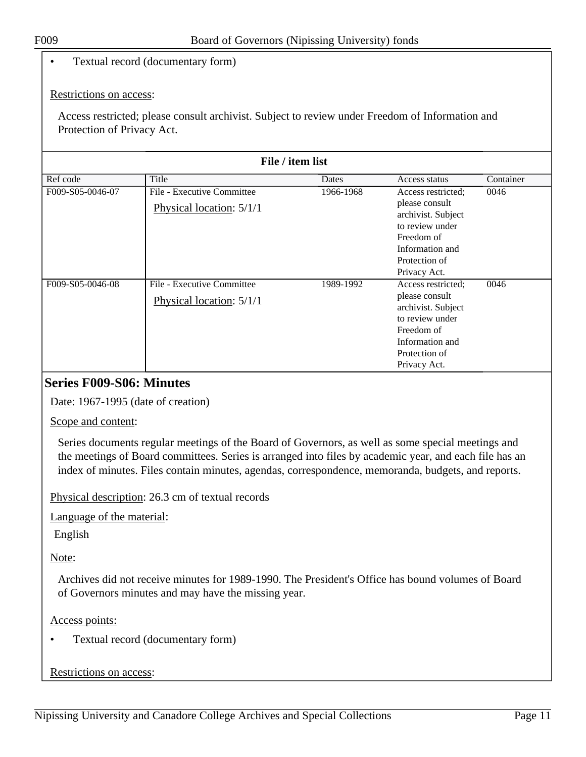- Textual record (documentary form)

Restrictions on access:

Access restricted; please consult archivist. Subject to review under Freedom of Information and Protection of Privacy Act.

**File / item list**

| Ref code | Title | Dates | Access status | Container |
|---|---|---|---|---|
| F009-S05-0046-07 | File - Executive Committee<br>Physical location: 5/1/1 | 1966-1968 | Access restricted; please consult archivist. Subject to review under Freedom of Information and Protection of Privacy Act. | 0046 |
| F009-S05-0046-08 | File - Executive Committee<br>Physical location: 5/1/1 | 1989-1992 | Access restricted; please consult archivist. Subject to review under Freedom of Information and Protection of Privacy Act. | 0046 |

## Series F009-S06: Minutes

Date: 1967-1995 (date of creation)

Scope and content:

Series documents regular meetings of the Board of Governors, as well as some special meetings and the meetings of Board committees. Series is arranged into files by academic year, and each file has an index of minutes. Files contain minutes, agendas, correspondence, memoranda, budgets, and reports.

Physical description: 26.3 cm of textual records

Language of the material:

English

Note:

Archives did not receive minutes for 1989-1990. The President's Office has bound volumes of Board of Governors minutes and may have the missing year.

Access points:

- Textual record (documentary form)

Restrictions on access: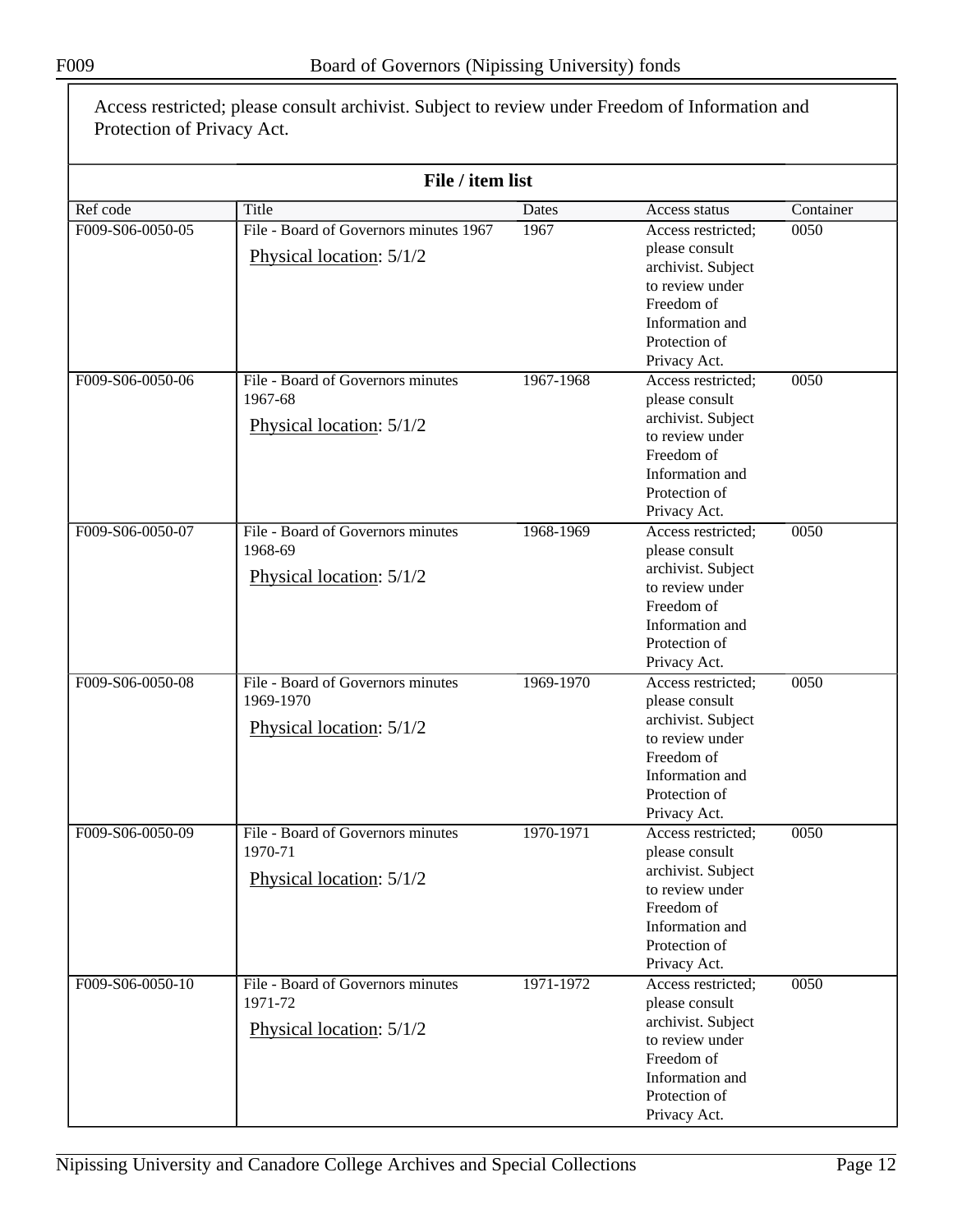Access restricted; please consult archivist. Subject to review under Freedom of Information and Protection of Privacy Act.

### File / item list

| Ref code | Title | Dates | Access status | Container |
|---|---|---|---|---|
| F009-S06-0050-05 | File - Board of Governors minutes 1967<br>Physical location: 5/1/2 | 1967 | Access restricted; please consult archivist. Subject to review under Freedom of Information and Protection of Privacy Act. | 0050 |
| F009-S06-0050-06 | File - Board of Governors minutes 1967-68<br>Physical location: 5/1/2 | 1967-1968 | Access restricted; please consult archivist. Subject to review under Freedom of Information and Protection of Privacy Act. | 0050 |
| F009-S06-0050-07 | File - Board of Governors minutes 1968-69<br>Physical location: 5/1/2 | 1968-1969 | Access restricted; please consult archivist. Subject to review under Freedom of Information and Protection of Privacy Act. | 0050 |
| F009-S06-0050-08 | File - Board of Governors minutes 1969-1970<br>Physical location: 5/1/2 | 1969-1970 | Access restricted; please consult archivist. Subject to review under Freedom of Information and Protection of Privacy Act. | 0050 |
| F009-S06-0050-09 | File - Board of Governors minutes 1970-71<br>Physical location: 5/1/2 | 1970-1971 | Access restricted; please consult archivist. Subject to review under Freedom of Information and Protection of Privacy Act. | 0050 |
| F009-S06-0050-10 | File - Board of Governors minutes 1971-72<br>Physical location: 5/1/2 | 1971-1972 | Access restricted; please consult archivist. Subject to review under Freedom of Information and Protection of Privacy Act. | 0050 |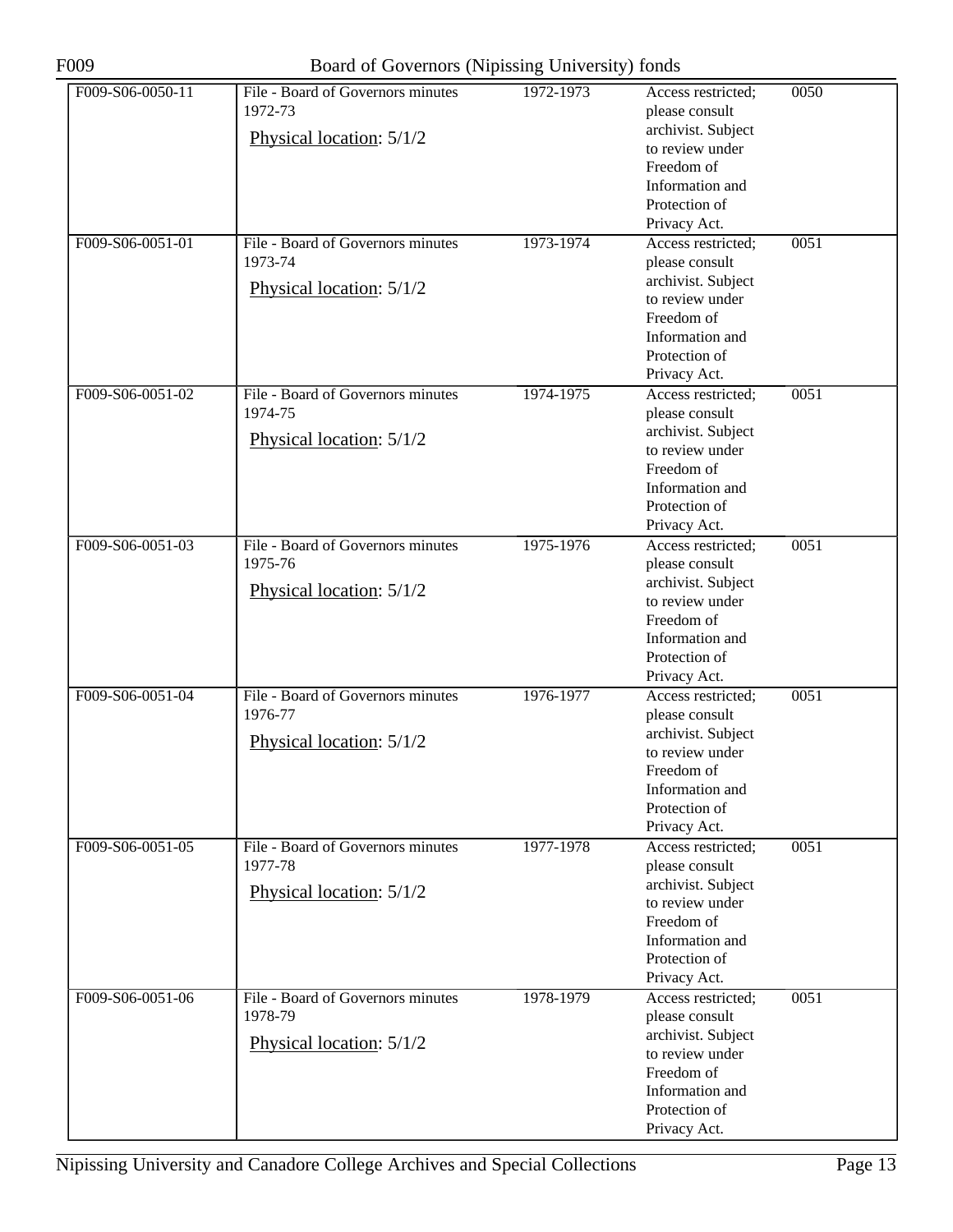| F009-S06-0050-11 | File - Board of Governors minutes 1972-73<br>Physical location: 5/1/2 | 1972-1973 | Access restricted; please consult archivist. Subject to review under Freedom of Information and Protection of Privacy Act. | 0050 |
|---|---|---|---|---|
| F009-S06-0051-01 | File - Board of Governors minutes 1973-74<br>Physical location: 5/1/2 | 1973-1974 | Access restricted; please consult archivist. Subject to review under Freedom of Information and Protection of Privacy Act. | 0051 |
| F009-S06-0051-02 | File - Board of Governors minutes 1974-75<br>Physical location: 5/1/2 | 1974-1975 | Access restricted; please consult archivist. Subject to review under Freedom of Information and Protection of Privacy Act. | 0051 |
| F009-S06-0051-03 | File - Board of Governors minutes 1975-76<br>Physical location: 5/1/2 | 1975-1976 | Access restricted; please consult archivist. Subject to review under Freedom of Information and Protection of Privacy Act. | 0051 |
| F009-S06-0051-04 | File - Board of Governors minutes 1976-77<br>Physical location: 5/1/2 | 1976-1977 | Access restricted; please consult archivist. Subject to review under Freedom of Information and Protection of Privacy Act. | 0051 |
| F009-S06-0051-05 | File - Board of Governors minutes 1977-78<br>Physical location: 5/1/2 | 1977-1978 | Access restricted; please consult archivist. Subject to review under Freedom of Information and Protection of Privacy Act. | 0051 |
| F009-S06-0051-06 | File - Board of Governors minutes 1978-79<br>Physical location: 5/1/2 | 1978-1979 | Access restricted; please consult archivist. Subject to review under Freedom of Information and Protection of Privacy Act. | 0051 |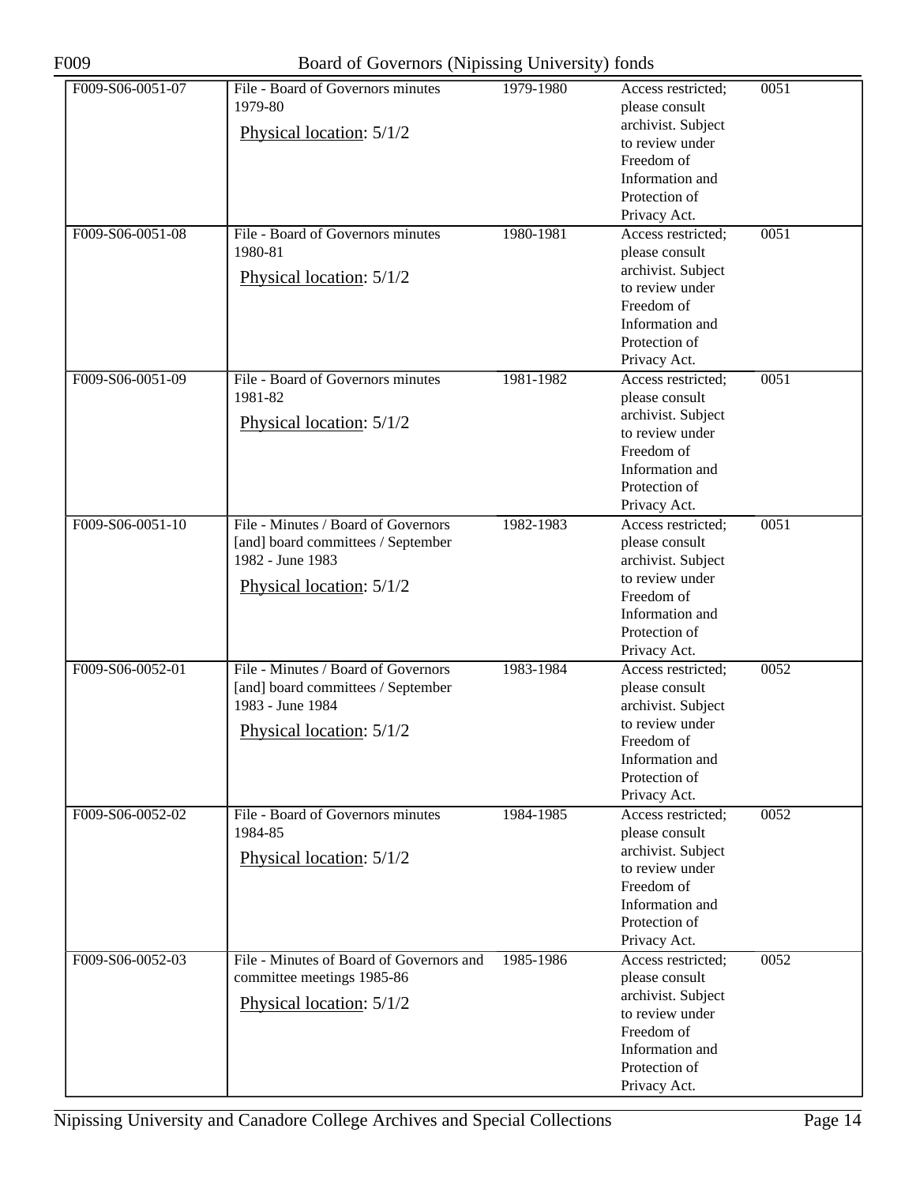| | | | | |
|---|---|---|---|---|
| F009-S06-0051-07 | File - Board of Governors minutes 1979-80<br>Physical location: 5/1/2 | 1979-1980 | Access restricted; please consult archivist. Subject to review under Freedom of Information and Protection of Privacy Act. | 0051 |
| F009-S06-0051-08 | File - Board of Governors minutes 1980-81<br>Physical location: 5/1/2 | 1980-1981 | Access restricted; please consult archivist. Subject to review under Freedom of Information and Protection of Privacy Act. | 0051 |
| F009-S06-0051-09 | File - Board of Governors minutes 1981-82<br>Physical location: 5/1/2 | 1981-1982 | Access restricted; please consult archivist. Subject to review under Freedom of Information and Protection of Privacy Act. | 0051 |
| F009-S06-0051-10 | File - Minutes / Board of Governors [and] board committees / September 1982 - June 1983<br>Physical location: 5/1/2 | 1982-1983 | Access restricted; please consult archivist. Subject to review under Freedom of Information and Protection of Privacy Act. | 0051 |
| F009-S06-0052-01 | File - Minutes / Board of Governors [and] board committees / September 1983 - June 1984<br>Physical location: 5/1/2 | 1983-1984 | Access restricted; please consult archivist. Subject to review under Freedom of Information and Protection of Privacy Act. | 0052 |
| F009-S06-0052-02 | File - Board of Governors minutes 1984-85<br>Physical location: 5/1/2 | 1984-1985 | Access restricted; please consult archivist. Subject to review under Freedom of Information and Protection of Privacy Act. | 0052 |
| F009-S06-0052-03 | File - Minutes of Board of Governors and committee meetings 1985-86<br>Physical location: 5/1/2 | 1985-1986 | Access restricted; please consult archivist. Subject to review under Freedom of Information and Protection of Privacy Act. | 0052 |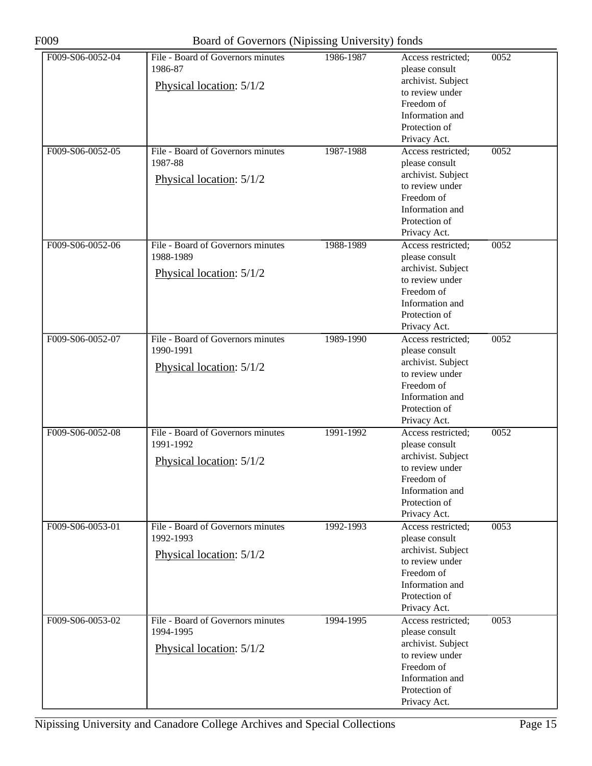| F009-S06-0052-04 | File - Board of Governors minutes 1986-87<br>Physical location: 5/1/2 | 1986-1987 | Access restricted; please consult archivist. Subject to review under Freedom of Information and Protection of Privacy Act. | 0052 |
|---|---|---|---|---|
| F009-S06-0052-05 | File - Board of Governors minutes 1987-88<br>Physical location: 5/1/2 | 1987-1988 | Access restricted; please consult archivist. Subject to review under Freedom of Information and Protection of Privacy Act. | 0052 |
| F009-S06-0052-06 | File - Board of Governors minutes 1988-1989<br>Physical location: 5/1/2 | 1988-1989 | Access restricted; please consult archivist. Subject to review under Freedom of Information and Protection of Privacy Act. | 0052 |
| F009-S06-0052-07 | File - Board of Governors minutes 1990-1991<br>Physical location: 5/1/2 | 1989-1990 | Access restricted; please consult archivist. Subject to review under Freedom of Information and Protection of Privacy Act. | 0052 |
| F009-S06-0052-08 | File - Board of Governors minutes 1991-1992<br>Physical location: 5/1/2 | 1991-1992 | Access restricted; please consult archivist. Subject to review under Freedom of Information and Protection of Privacy Act. | 0052 |
| F009-S06-0053-01 | File - Board of Governors minutes 1992-1993<br>Physical location: 5/1/2 | 1992-1993 | Access restricted; please consult archivist. Subject to review under Freedom of Information and Protection of Privacy Act. | 0053 |
| F009-S06-0053-02 | File - Board of Governors minutes 1994-1995<br>Physical location: 5/1/2 | 1994-1995 | Access restricted; please consult archivist. Subject to review under Freedom of Information and Protection of Privacy Act. | 0053 |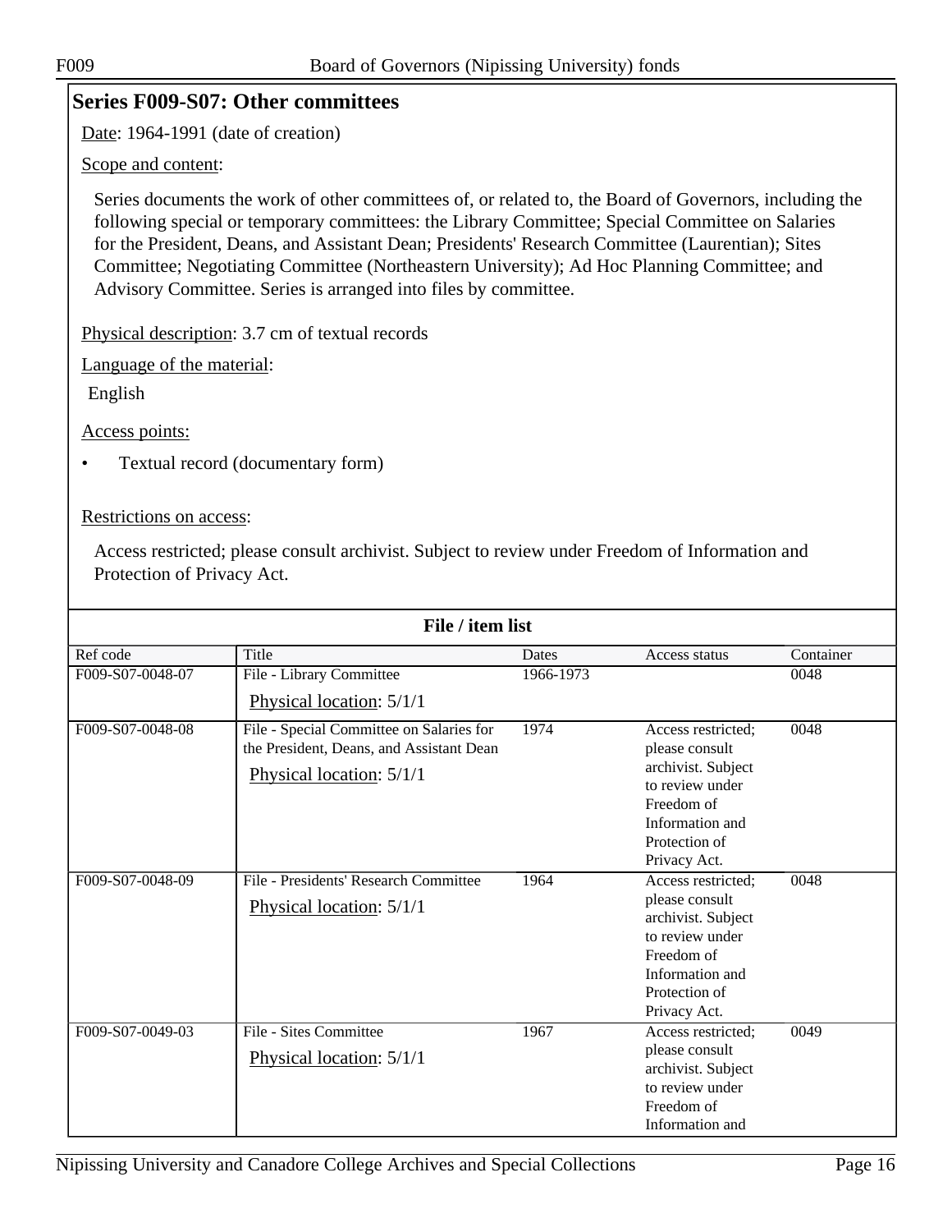## Series F009-S07: Other committees

Date: 1964-1991 (date of creation)

Scope and content:

Series documents the work of other committees of, or related to, the Board of Governors, including the following special or temporary committees: the Library Committee; Special Committee on Salaries for the President, Deans, and Assistant Dean; Presidents' Research Committee (Laurentian); Sites Committee; Negotiating Committee (Northeastern University); Ad Hoc Planning Committee; and Advisory Committee. Series is arranged into files by committee.

Physical description: 3.7 cm of textual records

Language of the material:

English

Access points:

- Textual record (documentary form)

Restrictions on access:

Access restricted; please consult archivist. Subject to review under Freedom of Information and Protection of Privacy Act.

**File / item list**

| Ref code | Title | Dates | Access status | Container |
|---|---|---|---|---|
| F009-S07-0048-07 | File - Library Committee<br>Physical location: 5/1/1 | 1966-1973 | | 0048 |
| F009-S07-0048-08 | File - Special Committee on Salaries for the President, Deans, and Assistant Dean<br>Physical location: 5/1/1 | 1974 | Access restricted; please consult archivist. Subject to review under Freedom of Information and Protection of Privacy Act. | 0048 |
| F009-S07-0048-09 | File - Presidents' Research Committee<br>Physical location: 5/1/1 | 1964 | Access restricted; please consult archivist. Subject to review under Freedom of Information and Protection of Privacy Act. | 0048 |
| F009-S07-0049-03 | File - Sites Committee<br>Physical location: 5/1/1 | 1967 | Access restricted; please consult archivist. Subject to review under Freedom of Information and | 0049 |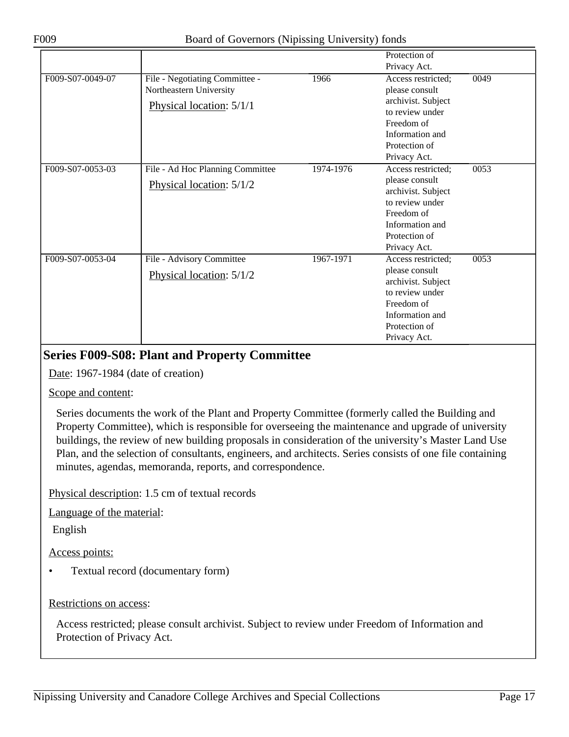| | | | Protection of Privacy Act. | |
|---|---|---|---|---|
| F009-S07-0049-07 | File - Negotiating Committee - Northeastern University<br>Physical location: 5/1/1 | 1966 | Access restricted; please consult archivist. Subject to review under Freedom of Information and Protection of Privacy Act. | 0049 |
| F009-S07-0053-03 | File - Ad Hoc Planning Committee<br>Physical location: 5/1/2 | 1974-1976 | Access restricted; please consult archivist. Subject to review under Freedom of Information and Protection of Privacy Act. | 0053 |
| F009-S07-0053-04 | File - Advisory Committee<br>Physical location: 5/1/2 | 1967-1971 | Access restricted; please consult archivist. Subject to review under Freedom of Information and Protection of Privacy Act. | 0053 |

## Series F009-S08: Plant and Property Committee

Date: 1967-1984 (date of creation)

Scope and content:

Series documents the work of the Plant and Property Committee (formerly called the Building and Property Committee), which is responsible for overseeing the maintenance and upgrade of university buildings, the review of new building proposals in consideration of the university's Master Land Use Plan, and the selection of consultants, engineers, and architects. Series consists of one file containing minutes, agendas, memoranda, reports, and correspondence.

Physical description: 1.5 cm of textual records

Language of the material:

English

Access points:

- Textual record (documentary form)

Restrictions on access:

Access restricted; please consult archivist. Subject to review under Freedom of Information and Protection of Privacy Act.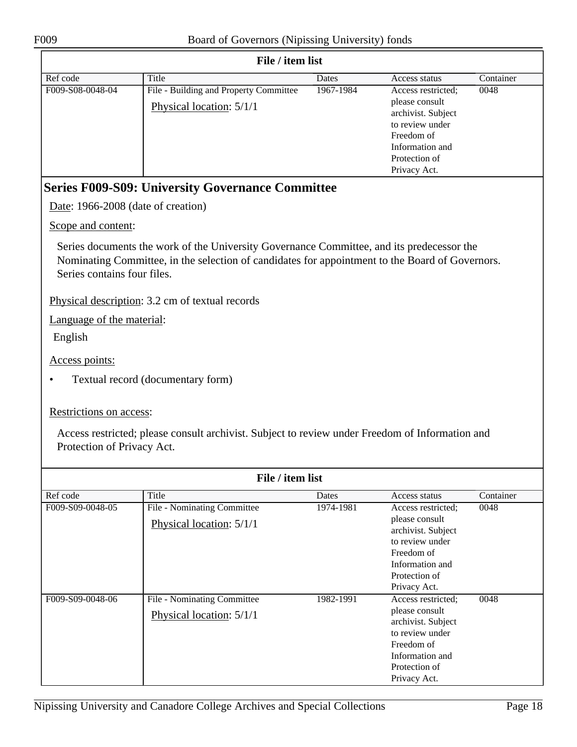**File / item list**

| Ref code | Title | Dates | Access status | Container |
| --- | --- | --- | --- | --- |
| F009-S08-0048-04 | File - Building and Property Committee<br>Physical location: 5/1/1 | 1967-1984 | Access restricted; please consult archivist. Subject to review under Freedom of Information and Protection of Privacy Act. | 0048 |

## Series F009-S09: University Governance Committee

Date: 1966-2008 (date of creation)

Scope and content:

Series documents the work of the University Governance Committee, and its predecessor the Nominating Committee, in the selection of candidates for appointment to the Board of Governors. Series contains four files.

Physical description: 3.2 cm of textual records

Language of the material:

English

Access points:

- Textual record (documentary form)

Restrictions on access:

Access restricted; please consult archivist. Subject to review under Freedom of Information and Protection of Privacy Act.

**File / item list**

| Ref code | Title | Dates | Access status | Container |
| --- | --- | --- | --- | --- |
| F009-S09-0048-05 | File - Nominating Committee<br>Physical location: 5/1/1 | 1974-1981 | Access restricted; please consult archivist. Subject to review under Freedom of Information and Protection of Privacy Act. | 0048 |
| F009-S09-0048-06 | File - Nominating Committee<br>Physical location: 5/1/1 | 1982-1991 | Access restricted; please consult archivist. Subject to review under Freedom of Information and Protection of Privacy Act. | 0048 |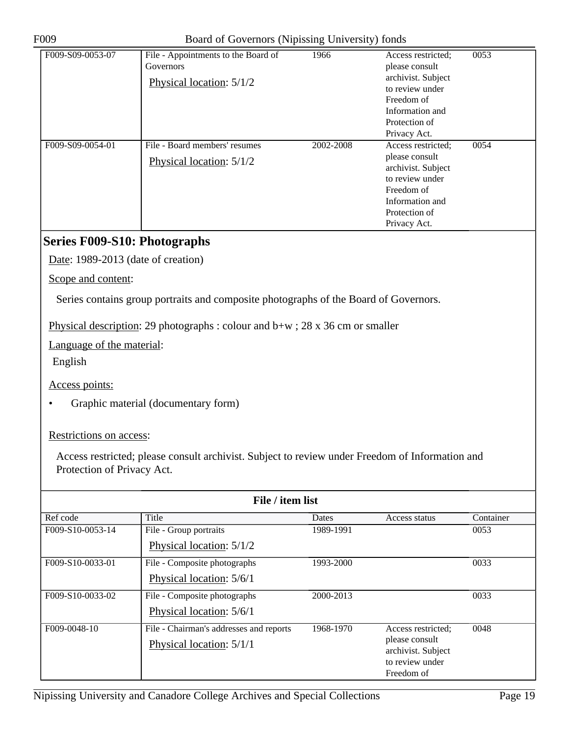| Ref code | Title | Dates | Access status | Container |
|---|---|---|---|---|
| F009-S09-0053-07 | File - Appointments to the Board of Governors<br>Physical location: 5/1/2 | 1966 | Access restricted; please consult archivist. Subject to review under Freedom of Information and Protection of Privacy Act. | 0053 |
| F009-S09-0054-01 | File - Board members' resumes<br>Physical location: 5/1/2 | 2002-2008 | Access restricted; please consult archivist. Subject to review under Freedom of Information and Protection of Privacy Act. | 0054 |

## Series F009-S10: Photographs

Date: 1989-2013 (date of creation)

Scope and content:

Series contains group portraits and composite photographs of the Board of Governors.

Physical description: 29 photographs : colour and b+w ; 28 x 36 cm or smaller

Language of the material:

English

Access points:

- Graphic material (documentary form)

Restrictions on access:

Access restricted; please consult archivist. Subject to review under Freedom of Information and Protection of Privacy Act.

**File / item list**

| Ref code | Title | Dates | Access status | Container |
|---|---|---|---|---|
| F009-S10-0053-14 | File - Group portraits<br>Physical location: 5/1/2 | 1989-1991 | | 0053 |
| F009-S10-0033-01 | File - Composite photographs<br>Physical location: 5/6/1 | 1993-2000 | | 0033 |
| F009-S10-0033-02 | File - Composite photographs<br>Physical location: 5/6/1 | 2000-2013 | | 0033 |
| F009-0048-10 | File - Chairman's addresses and reports<br>Physical location: 5/1/1 | 1968-1970 | Access restricted; please consult archivist. Subject to review under Freedom of | 0048 |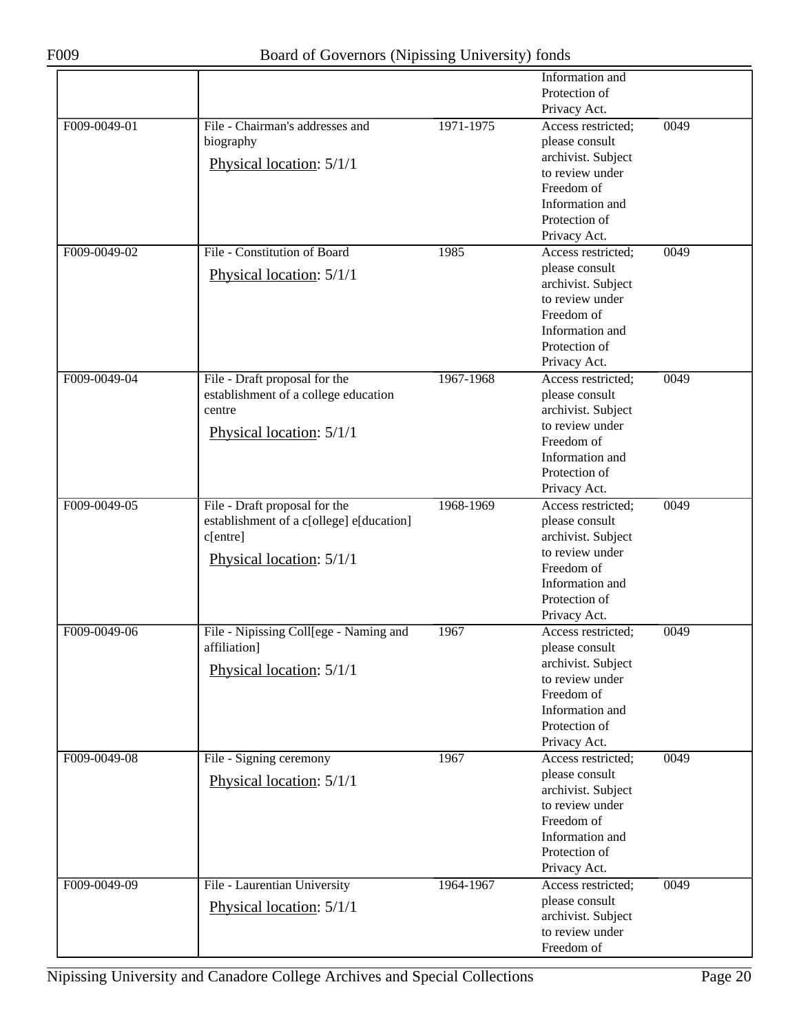| | | | | |
|---|---|---|---|---|
| | | | Information and Protection of Privacy Act. | |
| F009-0049-01 | File - Chairman's addresses and biography<br>Physical location: 5/1/1 | 1971-1975 | Access restricted; please consult archivist. Subject to review under Freedom of Information and Protection of Privacy Act. | 0049 |
| F009-0049-02 | File - Constitution of Board<br>Physical location: 5/1/1 | 1985 | Access restricted; please consult archivist. Subject to review under Freedom of Information and Protection of Privacy Act. | 0049 |
| F009-0049-04 | File - Draft proposal for the establishment of a college education centre<br>Physical location: 5/1/1 | 1967-1968 | Access restricted; please consult archivist. Subject to review under Freedom of Information and Protection of Privacy Act. | 0049 |
| F009-0049-05 | File - Draft proposal for the establishment of a c[ollege] e[ducation] c[entre]<br>Physical location: 5/1/1 | 1968-1969 | Access restricted; please consult archivist. Subject to review under Freedom of Information and Protection of Privacy Act. | 0049 |
| F009-0049-06 | File - Nipissing Coll[ege - Naming and affiliation]<br>Physical location: 5/1/1 | 1967 | Access restricted; please consult archivist. Subject to review under Freedom of Information and Protection of Privacy Act. | 0049 |
| F009-0049-08 | File - Signing ceremony<br>Physical location: 5/1/1 | 1967 | Access restricted; please consult archivist. Subject to review under Freedom of Information and Protection of Privacy Act. | 0049 |
| F009-0049-09 | File - Laurentian University<br>Physical location: 5/1/1 | 1964-1967 | Access restricted; please consult archivist. Subject to review under Freedom of | 0049 |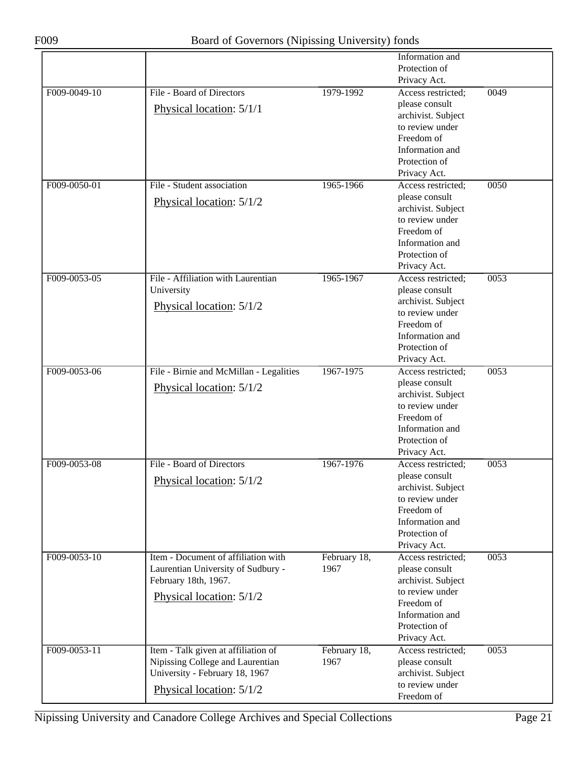| | | | | |
|---|---|---|---|---|
| | | | Information and Protection of Privacy Act. | |
| F009-0049-10 | File - Board of Directors<br>Physical location: 5/1/1 | 1979-1992 | Access restricted; please consult archivist. Subject to review under Freedom of Information and Protection of Privacy Act. | 0049 |
| F009-0050-01 | File - Student association<br>Physical location: 5/1/2 | 1965-1966 | Access restricted; please consult archivist. Subject to review under Freedom of Information and Protection of Privacy Act. | 0050 |
| F009-0053-05 | File - Affiliation with Laurentian University<br>Physical location: 5/1/2 | 1965-1967 | Access restricted; please consult archivist. Subject to review under Freedom of Information and Protection of Privacy Act. | 0053 |
| F009-0053-06 | File - Birnie and McMillan - Legalities<br>Physical location: 5/1/2 | 1967-1975 | Access restricted; please consult archivist. Subject to review under Freedom of Information and Protection of Privacy Act. | 0053 |
| F009-0053-08 | File - Board of Directors<br>Physical location: 5/1/2 | 1967-1976 | Access restricted; please consult archivist. Subject to review under Freedom of Information and Protection of Privacy Act. | 0053 |
| F009-0053-10 | Item - Document of affiliation with Laurentian University of Sudbury - February 18th, 1967.<br>Physical location: 5/1/2 | February 18, 1967 | Access restricted; please consult archivist. Subject to review under Freedom of Information and Protection of Privacy Act. | 0053 |
| F009-0053-11 | Item - Talk given at affiliation of Nipissing College and Laurentian University - February 18, 1967<br>Physical location: 5/1/2 | February 18, 1967 | Access restricted; please consult archivist. Subject to review under Freedom of | 0053 |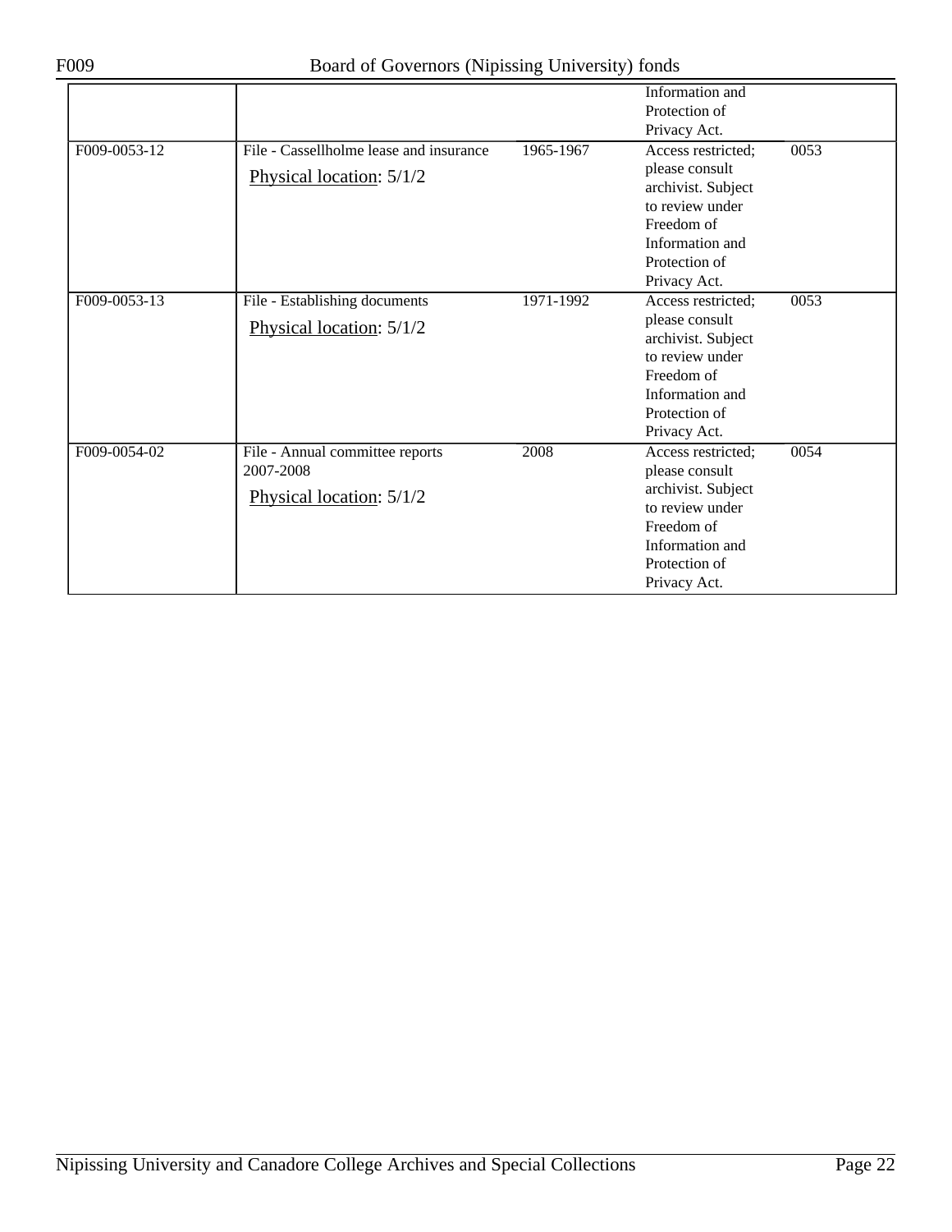| | | | | |
|---|---|---|---|---|
| | | | Information and Protection of Privacy Act. | |
| F009-0053-12 | File - Cassellholme lease and insurance<br>Physical location: 5/1/2 | 1965-1967 | Access restricted; please consult archivist. Subject to review under Freedom of Information and Protection of Privacy Act. | 0053 |
| F009-0053-13 | File - Establishing documents<br>Physical location: 5/1/2 | 1971-1992 | Access restricted; please consult archivist. Subject to review under Freedom of Information and Protection of Privacy Act. | 0053 |
| F009-0054-02 | File - Annual committee reports 2007-2008<br>Physical location: 5/1/2 | 2008 | Access restricted; please consult archivist. Subject to review under Freedom of Information and Protection of Privacy Act. | 0054 |